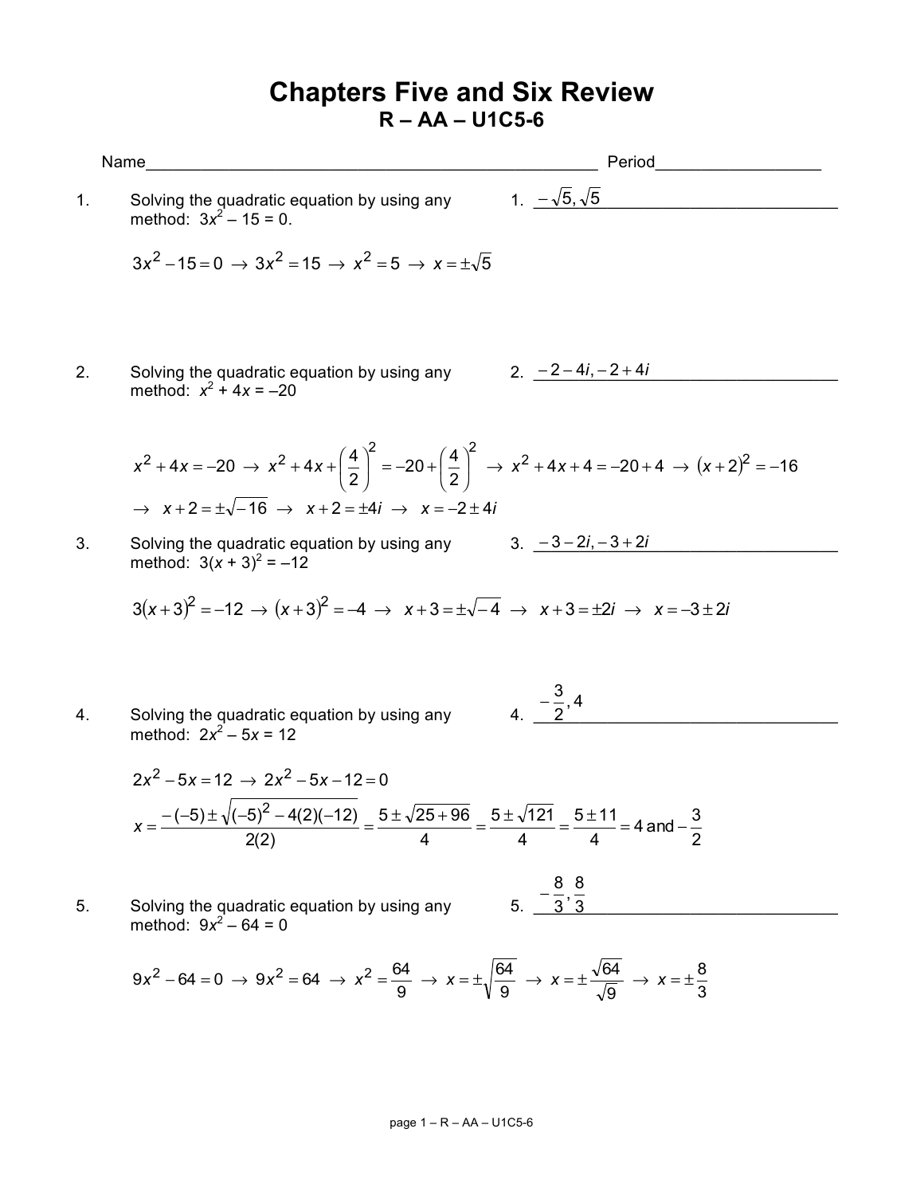# Chapters Five and Six Review

## R – AA – U1C5-6

Name\_\_\_\_\_\_\_\_\_\_\_\_\_\_\_\_\_\_\_\_\_\_\_\_\_\_\_\_\_\_\_\_\_\_\_\_\_\_\_\_\_\_\_\_\_\_\_\_ Period\_\_\_\_\_\_\_\_\_\_\_\_\_\_\_\_\_\_

1. Solving the quadratic equation by using any method: $3x^2 - 15 = 0$.

   1. $-\sqrt{5}, \sqrt{5}$

   $$3x^2 - 15 = 0 \rightarrow 3x^2 = 15 \rightarrow x^2 = 5 \rightarrow x = \pm\sqrt{5}$$

2. Solving the quadratic equation by using any method: $x^2 + 4x = -20$

   2. $-2-4i, -2+4i$

   $$x^2 + 4x = -20 \rightarrow x^2 + 4x + \left(\frac{4}{2}\right)^2 = -20 + \left(\frac{4}{2}\right)^2 \rightarrow x^2 + 4x + 4 = -20 + 4 \rightarrow (x+2)^2 = -16$$

   $$\rightarrow x + 2 = \pm\sqrt{-16} \rightarrow x + 2 = \pm 4i \rightarrow x = -2 \pm 4i$$

3. Solving the quadratic equation by using any method: $3(x + 3)^2 = -12$

   3. $-3-2i, -3+2i$

   $$3(x+3)^2 = -12 \rightarrow (x+3)^2 = -4 \rightarrow x + 3 = \pm\sqrt{-4} \rightarrow x + 3 = \pm 2i \rightarrow x = -3 \pm 2i$$

4. Solving the quadratic equation by using any method: $2x^2 - 5x = 12$

   4. $-\frac{3}{2}, 4$

   $$2x^2 - 5x = 12 \rightarrow 2x^2 - 5x - 12 = 0$$

   $$x = \frac{-(-5) \pm \sqrt{(-5)^2 - 4(2)(-12)}}{2(2)} = \frac{5 \pm \sqrt{25+96}}{4} = \frac{5 \pm \sqrt{121}}{4} = \frac{5 \pm 11}{4} = 4 \text{ and } -\frac{3}{2}$$

5. Solving the quadratic equation by using any method: $9x^2 - 64 = 0$

   5. $-\frac{8}{3}, \frac{8}{3}$

   $$9x^2 - 64 = 0 \rightarrow 9x^2 = 64 \rightarrow x^2 = \frac{64}{9} \rightarrow x = \pm\sqrt{\frac{64}{9}} \rightarrow x = \pm\frac{\sqrt{64}}{\sqrt{9}} \rightarrow x = \pm\frac{8}{3}$$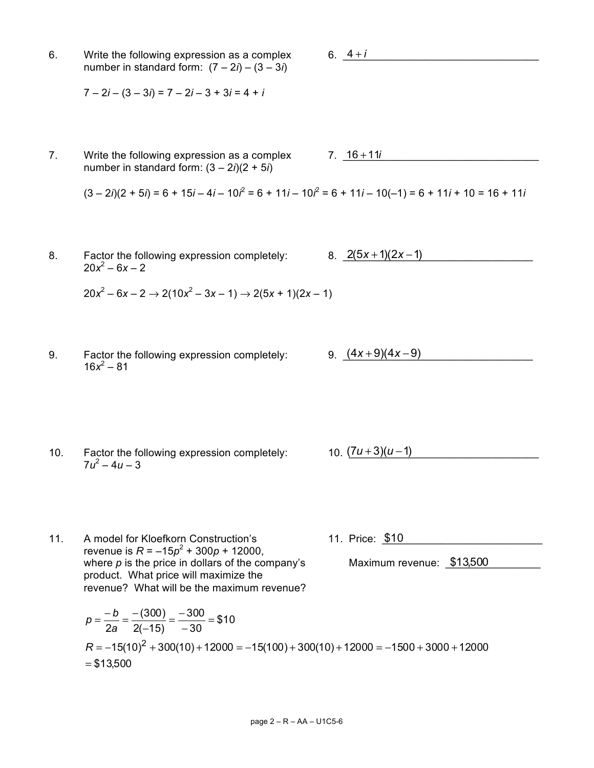6. Write the following expression as a complex number in standard form: $(7 - 2i) - (3 - 3i)$

6. $4 + i$

$7 - 2i - (3 - 3i) = 7 - 2i - 3 + 3i = 4 + i$

7. Write the following expression as a complex number in standard form: $(3 - 2i)(2 + 5i)$

7. $16 + 11i$

$(3 - 2i)(2 + 5i) = 6 + 15i - 4i - 10i^2 = 6 + 11i - 10i^2 = 6 + 11i - 10(-1) = 6 + 11i + 10 = 16 + 11i$

8. Factor the following expression completely: $20x^2 - 6x - 2$

8. $2(5x + 1)(2x - 1)$

$20x^2 - 6x - 2 \rightarrow 2(10x^2 - 3x - 1) \rightarrow 2(5x + 1)(2x - 1)$

9. Factor the following expression completely: $16x^2 - 81$

9. $(4x + 9)(4x - 9)$

10. Factor the following expression completely: $7u^2 - 4u - 3$

10. $(7u + 3)(u - 1)$

11. A model for Kloefkorn Construction's revenue is $R = -15p^2 + 300p + 12000$, where $p$ is the price in dollars of the company's product. What price will maximize the revenue? What will be the maximum revenue?

11. Price: $10

Maximum revenue: $13,500

$$p = \frac{-b}{2a} = \frac{-(300)}{2(-15)} = \frac{-300}{-30} = \$10$$

$$R = -15(10)^2 + 300(10) + 12000 = -15(100) + 300(10) + 12000 = -1500 + 3000 + 12000$$
$$= \$13{,}500$$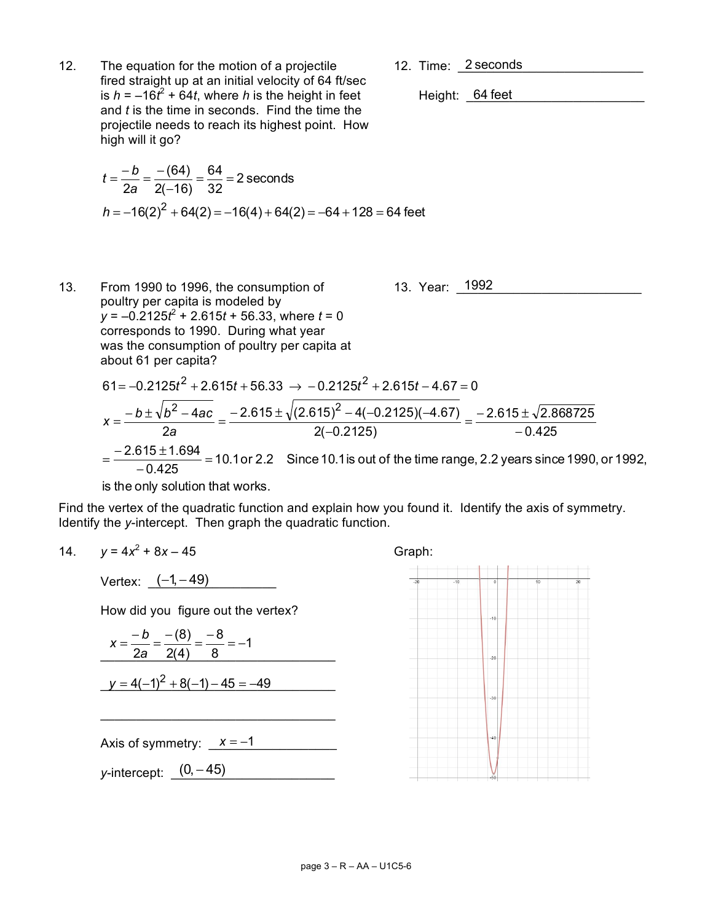12. The equation for the motion of a projectile fired straight up at an initial velocity of 64 ft/sec is $h = -16t^2 + 64t$, where $h$ is the height in feet and $t$ is the time in seconds. Find the time the projectile needs to reach its highest point. How high will it go?

12. Time: 2 seconds

Height: 64 feet

$$t = \frac{-b}{2a} = \frac{-(64)}{2(-16)} = \frac{64}{32} = 2 \text{ seconds}$$

$$h = -16(2)^2 + 64(2) = -16(4) + 64(2) = -64 + 128 = 64 \text{ feet}$$

13. From 1990 to 1996, the consumption of poultry per capita is modeled by $y = -0.2125t^2 + 2.615t + 56.33$, where $t = 0$ corresponds to 1990. During what year was the consumption of poultry per capita at about 61 per capita?

13. Year: 1992

$$61 = -0.2125t^2 + 2.615t + 56.33 \rightarrow -0.2125t^2 + 2.615t - 4.67 = 0$$

$$x = \frac{-b \pm \sqrt{b^2 - 4ac}}{2a} = \frac{-2.615 \pm \sqrt{(2.615)^2 - 4(-0.2125)(-4.67)}}{2(-0.2125)} = \frac{-2.615 \pm \sqrt{2.868725}}{-0.425}$$

$$= \frac{-2.615 \pm 1.694}{-0.425} = 10.1 \text{ or } 2.2$$ Since 10.1 is out of the time range, 2.2 years since 1990, or 1992, is the only solution that works.

Find the vertex of the quadratic function and explain how you found it. Identify the axis of symmetry. Identify the $y$-intercept. Then graph the quadratic function.

14. $y = 4x^2 + 8x - 45$

Vertex: $(-1, -49)$

How did you figure out the vertex?

$$x = \frac{-b}{2a} = \frac{-(8)}{2(4)} = \frac{-8}{8} = -1$$

$$y = 4(-1)^2 + 8(-1) - 45 = -49$$

Axis of symmetry: $x = -1$

$y$-intercept: $(0, -45)$

Graph: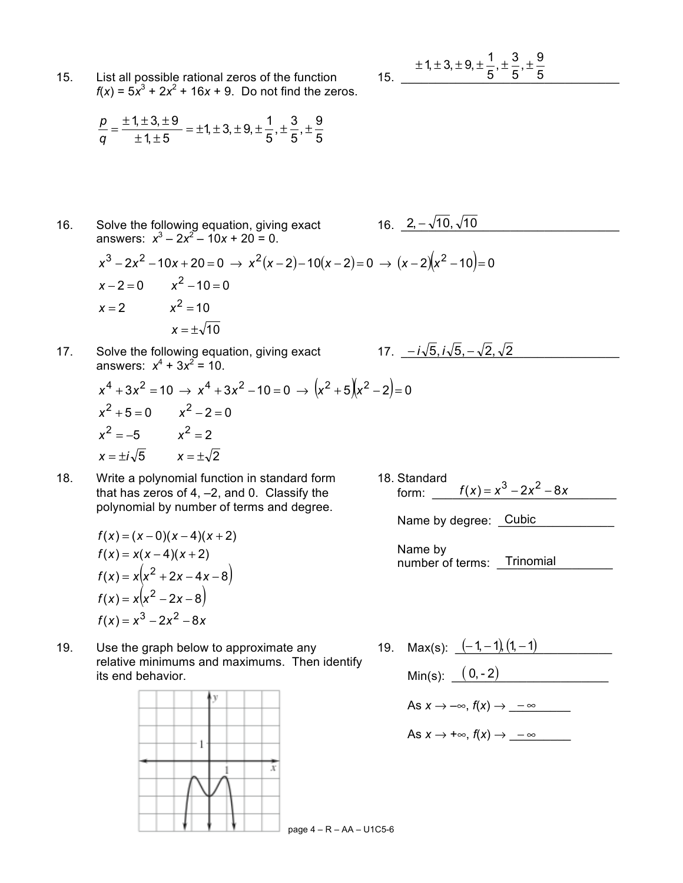15. List all possible rational zeros of the function $f(x) = 5x^3 + 2x^2 + 16x + 9$. Do not find the zeros.

15. $\pm 1, \pm 3, \pm 9, \pm \frac{1}{5}, \pm \frac{3}{5}, \pm \frac{9}{5}$

$$\frac{p}{q} = \frac{\pm 1, \pm 3, \pm 9}{\pm 1, \pm 5} = \pm 1, \pm 3, \pm 9, \pm \frac{1}{5}, \pm \frac{3}{5}, \pm \frac{9}{5}$$

16. Solve the following equation, giving exact answers: $x^3 - 2x^2 - 10x + 20 = 0$.

16. $2, -\sqrt{10}, \sqrt{10}$

$$x^3 - 2x^2 - 10x + 20 = 0 \rightarrow x^2(x-2) - 10(x-2) = 0 \rightarrow (x-2)(x^2 - 10) = 0$$

$x - 2 = 0$ &nbsp;&nbsp;&nbsp;&nbsp; $x^2 - 10 = 0$

$x = 2$ &nbsp;&nbsp;&nbsp;&nbsp; $x^2 = 10$

$x = \pm\sqrt{10}$

17. Solve the following equation, giving exact answers: $x^4 + 3x^2 = 10$.

17. $-i\sqrt{5}, i\sqrt{5}, -\sqrt{2}, \sqrt{2}$

$$x^4 + 3x^2 = 10 \rightarrow x^4 + 3x^2 - 10 = 0 \rightarrow (x^2 + 5)(x^2 - 2) = 0$$

$x^2 + 5 = 0$ &nbsp;&nbsp;&nbsp;&nbsp; $x^2 - 2 = 0$

$x^2 = -5$ &nbsp;&nbsp;&nbsp;&nbsp; $x^2 = 2$

$x = \pm i\sqrt{5}$ &nbsp;&nbsp;&nbsp;&nbsp; $x = \pm\sqrt{2}$

18. Write a polynomial function in standard form that has zeros of 4, –2, and 0. Classify the polynomial by number of terms and degree.

18. Standard form: $f(x) = x^3 - 2x^2 - 8x$

Name by degree: Cubic

Name by number of terms: Trinomial

$$f(x) = (x-0)(x-4)(x+2)$$
$$f(x) = x(x-4)(x+2)$$
$$f(x) = x(x^2 + 2x - 4x - 8)$$
$$f(x) = x(x^2 - 2x - 8)$$
$$f(x) = x^3 - 2x^2 - 8x$$

19. Use the graph below to approximate any relative minimums and maximums. Then identify its end behavior.

19. Max(s): $(-1, -1), (1, -1)$

Min(s): $(0, -2)$

As $x \to -\infty$, $f(x) \to$ $-\infty$

As $x \to +\infty$, $f(x) \to$ $-\infty$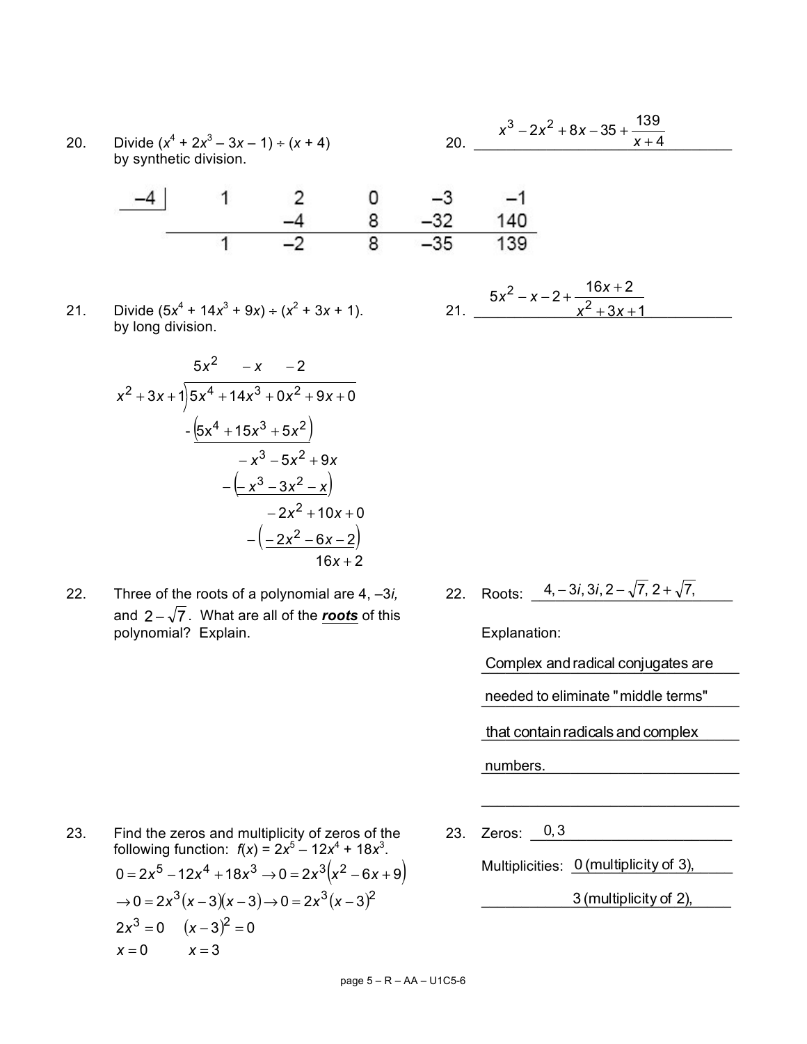20. Divide $(x^4 + 2x^3 - 3x - 1) \div (x + 4)$ by synthetic division.

20. $x^3 - 2x^2 + 8x - 35 + \dfrac{139}{x+4}$

| | | | | | |
|---|---|---|---|---|---|
| $-4$ | 1 | 2 | 0 | $-3$ | $-1$ |
| | | $-4$ | 8 | $-32$ | 140 |
| | 1 | $-2$ | 8 | $-35$ | 139 |

21. Divide $(5x^4 + 14x^3 + 9x) \div (x^2 + 3x + 1)$. by long division.

21. $5x^2 - x - 2 + \dfrac{16x + 2}{x^2 + 3x + 1}$

$$
\begin{array}{r}
5x^2 \quad -x \quad -2 \\
x^2 + 3x + 1 \overline{)\,5x^4 + 14x^3 + 0x^2 + 9x + 0} \\
-\left(5x^4 + 15x^3 + 5x^2\right) \\
-x^3 - 5x^2 + 9x \\
-\left(-x^3 - 3x^2 - x\right) \\
-2x^2 + 10x + 0 \\
-\left(-2x^2 - 6x - 2\right) \\
16x + 2
\end{array}
$$

22. Three of the roots of a polynomial are 4, $-3i$, and $2 - \sqrt{7}$. What are all of the ***roots*** of this polynomial? Explain.

22. Roots: $4, -3i, 3i, 2 - \sqrt{7}, 2 + \sqrt{7},$

Explanation:

Complex and radical conjugates are needed to eliminate "middle terms" that contain radicals and complex numbers.

23. Find the zeros and multiplicity of zeros of the following function: $f(x) = 2x^5 - 12x^4 + 18x^3$.

$0 = 2x^5 - 12x^4 + 18x^3 \rightarrow 0 = 2x^3\left(x^2 - 6x + 9\right)$

$\rightarrow 0 = 2x^3(x-3)(x-3) \rightarrow 0 = 2x^3(x-3)^2$

$2x^3 = 0 \qquad (x-3)^2 = 0$

$x = 0 \qquad x = 3$

23. Zeros: 0, 3

Multiplicities: 0 (multiplicity of 3),

3 (multiplicity of 2),